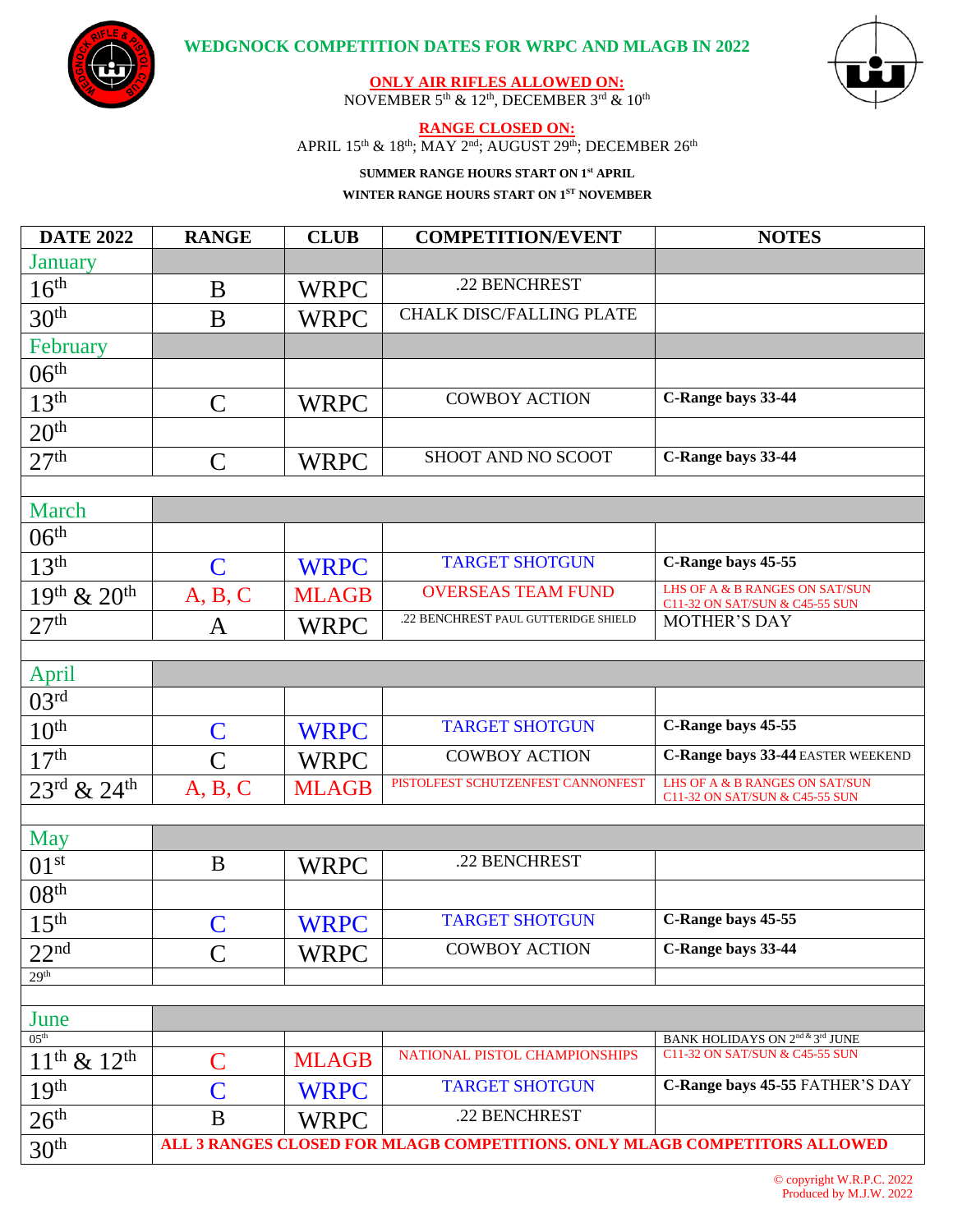# WEDGNOCK COMPETITION DATES FOR WRPC AND MLAGB IN 2022

**ONLY AIR RIFLES ALLOWED ON:**
NOVEMBER 5th & 12th, DECEMBER 3rd & 10th

**RANGE CLOSED ON:**
APRIL 15th & 18th; MAY 2nd; AUGUST 29th; DECEMBER 26th

**SUMMER RANGE HOURS START ON 1st APRIL**

**WINTER RANGE HOURS START ON 1ST NOVEMBER**

| DATE 2022 | RANGE | CLUB | COMPETITION/EVENT | NOTES |
|---|---|---|---|---|
| January | | | | |
| 16th | B | WRPC | .22 BENCHREST | |
| 30th | B | WRPC | CHALK DISC/FALLING PLATE | |
| February | | | | |
| 06th | | | | |
| 13th | C | WRPC | COWBOY ACTION | **C-Range bays 33-44** |
| 20th | | | | |
| 27th | C | WRPC | SHOOT AND NO SCOOT | **C-Range bays 33-44** |
| March | | | | |
| 06th | | | | |
| 13th | C | WRPC | TARGET SHOTGUN | **C-Range bays 45-55** |
| 19th & 20th | A, B, C | MLAGB | OVERSEAS TEAM FUND | LHS OF A & B RANGES ON SAT/SUN C11-32 ON SAT/SUN & C45-55 SUN |
| 27th | A | WRPC | .22 BENCHREST PAUL GUTTERIDGE SHIELD | MOTHER'S DAY |
| April | | | | |
| 03rd | | | | |
| 10th | C | WRPC | TARGET SHOTGUN | **C-Range bays 45-55** |
| 17th | C | WRPC | COWBOY ACTION | **C-Range bays 33-44** EASTER WEEKEND |
| 23rd & 24th | A, B, C | MLAGB | PISTOLFEST SCHUTZENFEST CANNONFEST | LHS OF A & B RANGES ON SAT/SUN C11-32 ON SAT/SUN & C45-55 SUN |
| May | | | | |
| 01st | B | WRPC | .22 BENCHREST | |
| 08th | | | | |
| 15th | C | WRPC | TARGET SHOTGUN | **C-Range bays 45-55** |
| 22nd | C | WRPC | COWBOY ACTION | **C-Range bays 33-44** |
| 29th | | | | |
| June | | | | |
| 05th | | | | BANK HOLIDAYS ON 2nd & 3rd JUNE |
| 11th & 12th | C | MLAGB | NATIONAL PISTOL CHAMPIONSHIPS | C11-32 ON SAT/SUN & C45-55 SUN |
| 19th | C | WRPC | TARGET SHOTGUN | **C-Range bays 45-55** FATHER'S DAY |
| 26th | B | WRPC | .22 BENCHREST | |
| 30th | **ALL 3 RANGES CLOSED FOR MLAGB COMPETITIONS. ONLY MLAGB COMPETITORS ALLOWED** | | | |

© copyright W.R.P.C. 2022
Produced by M.J.W. 2022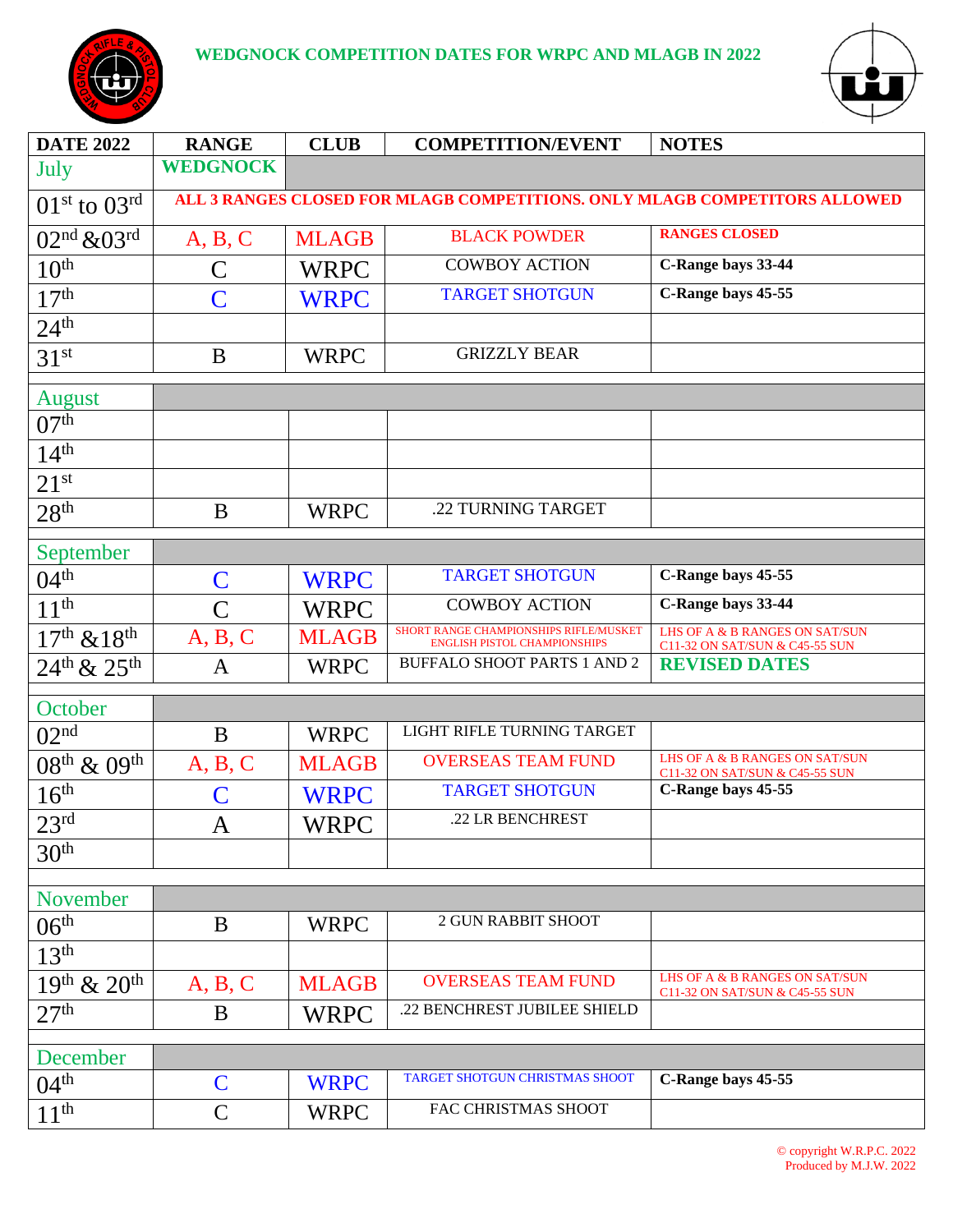# WEDGNOCK COMPETITION DATES FOR WRPC AND MLAGB IN 2022

| DATE 2022 | RANGE | CLUB | COMPETITION/EVENT | NOTES |
|---|---|---|---|---|
| July | WEDGNOCK | | | |
| 01st to 03rd | ALL 3 RANGES CLOSED FOR MLAGB COMPETITIONS. ONLY MLAGB COMPETITORS ALLOWED | | | |
| 02nd &03rd | A, B, C | MLAGB | BLACK POWDER | RANGES CLOSED |
| 10th | C | WRPC | COWBOY ACTION | C-Range bays 33-44 |
| 17th | C | WRPC | TARGET SHOTGUN | C-Range bays 45-55 |
| 24th | | | | |
| 31st | B | WRPC | GRIZZLY BEAR | |
| August | | | | |
| 07th | | | | |
| 14th | | | | |
| 21st | | | | |
| 28th | B | WRPC | .22 TURNING TARGET | |
| September | | | | |
| 04th | C | WRPC | TARGET SHOTGUN | C-Range bays 45-55 |
| 11th | C | WRPC | COWBOY ACTION | C-Range bays 33-44 |
| 17th &18th | A, B, C | MLAGB | SHORT RANGE CHAMPIONSHIPS RIFLE/MUSKET ENGLISH PISTOL CHAMPIONSHIPS | LHS OF A & B RANGES ON SAT/SUN C11-32 ON SAT/SUN & C45-55 SUN |
| 24th & 25th | A | WRPC | BUFFALO SHOOT PARTS 1 AND 2 | REVISED DATES |
| October | | | | |
| 02nd | B | WRPC | LIGHT RIFLE TURNING TARGET | |
| 08th & 09th | A, B, C | MLAGB | OVERSEAS TEAM FUND | LHS OF A & B RANGES ON SAT/SUN C11-32 ON SAT/SUN & C45-55 SUN |
| 16th | C | WRPC | TARGET SHOTGUN | C-Range bays 45-55 |
| 23rd | A | WRPC | .22 LR BENCHREST | |
| 30th | | | | |
| November | | | | |
| 06th | B | WRPC | 2 GUN RABBIT SHOOT | |
| 13th | | | | |
| 19th & 20th | A, B, C | MLAGB | OVERSEAS TEAM FUND | LHS OF A & B RANGES ON SAT/SUN C11-32 ON SAT/SUN & C45-55 SUN |
| 27th | B | WRPC | .22 BENCHREST JUBILEE SHIELD | |
| December | | | | |
| 04th | C | WRPC | TARGET SHOTGUN CHRISTMAS SHOOT | C-Range bays 45-55 |
| 11th | C | WRPC | FAC CHRISTMAS SHOOT | |

© copyright W.R.P.C. 2022
Produced by M.J.W. 2022